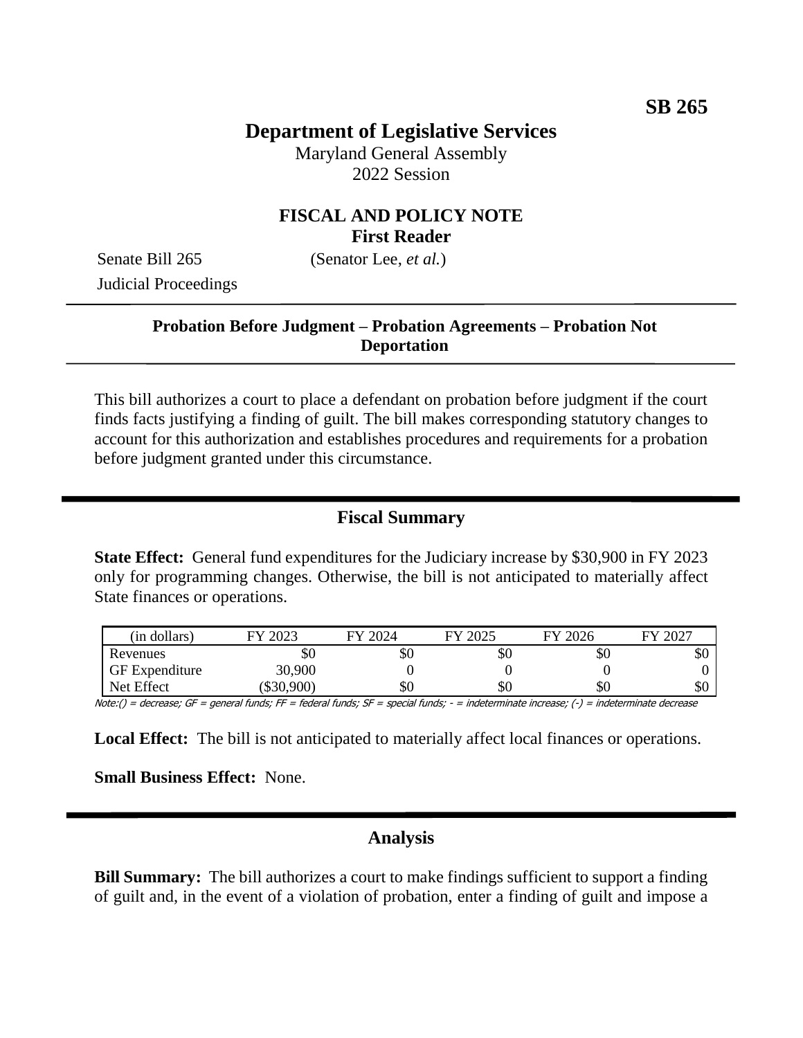**SB 265**

# Department of Legislative Services

Maryland General Assembly
2022 Session

## FISCAL AND POLICY NOTE
**First Reader**

Senate Bill 265 (Senator Lee, *et al.*)
Judicial Proceedings

---

**Probation Before Judgment – Probation Agreements – Probation Not Deportation**

---

This bill authorizes a court to place a defendant on probation before judgment if the court finds facts justifying a finding of guilt. The bill makes corresponding statutory changes to account for this authorization and establishes procedures and requirements for a probation before judgment granted under this circumstance.

## Fiscal Summary

**State Effect:** General fund expenditures for the Judiciary increase by $30,900 in FY 2023 only for programming changes. Otherwise, the bill is not anticipated to materially affect State finances or operations.

| (in dollars) | FY 2023 | FY 2024 | FY 2025 | FY 2026 | FY 2027 |
|---|---|---|---|---|---|
| Revenues | $0 | $0 | $0 | $0 | $0 |
| GF Expenditure | 30,900 | 0 | 0 | 0 | 0 |
| Net Effect | ($30,900) | $0 | $0 | $0 | $0 |

Note:() = decrease; GF = general funds; FF = federal funds; SF = special funds; - = indeterminate increase; (-) = indeterminate decrease

**Local Effect:** The bill is not anticipated to materially affect local finances or operations.

**Small Business Effect:** None.

## Analysis

**Bill Summary:** The bill authorizes a court to make findings sufficient to support a finding of guilt and, in the event of a violation of probation, enter a finding of guilt and impose a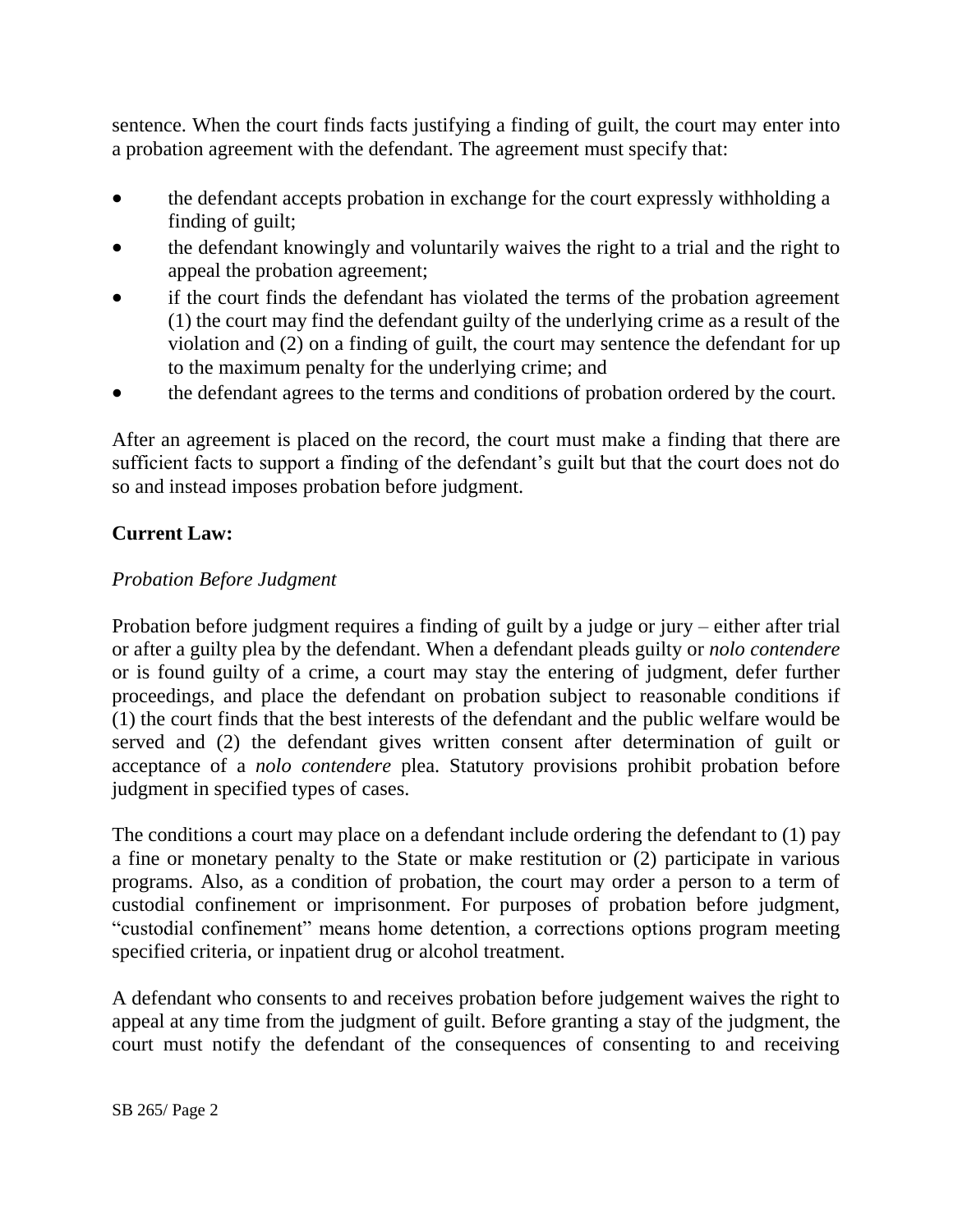sentence. When the court finds facts justifying a finding of guilt, the court may enter into a probation agreement with the defendant. The agreement must specify that:

- the defendant accepts probation in exchange for the court expressly withholding a finding of guilt;
- the defendant knowingly and voluntarily waives the right to a trial and the right to appeal the probation agreement;
- if the court finds the defendant has violated the terms of the probation agreement (1) the court may find the defendant guilty of the underlying crime as a result of the violation and (2) on a finding of guilt, the court may sentence the defendant for up to the maximum penalty for the underlying crime; and
- the defendant agrees to the terms and conditions of probation ordered by the court.

After an agreement is placed on the record, the court must make a finding that there are sufficient facts to support a finding of the defendant's guilt but that the court does not do so and instead imposes probation before judgment.

**Current Law:**

*Probation Before Judgment*

Probation before judgment requires a finding of guilt by a judge or jury – either after trial or after a guilty plea by the defendant. When a defendant pleads guilty or *nolo contendere* or is found guilty of a crime, a court may stay the entering of judgment, defer further proceedings, and place the defendant on probation subject to reasonable conditions if (1) the court finds that the best interests of the defendant and the public welfare would be served and (2) the defendant gives written consent after determination of guilt or acceptance of a *nolo contendere* plea. Statutory provisions prohibit probation before judgment in specified types of cases.

The conditions a court may place on a defendant include ordering the defendant to (1) pay a fine or monetary penalty to the State or make restitution or (2) participate in various programs. Also, as a condition of probation, the court may order a person to a term of custodial confinement or imprisonment. For purposes of probation before judgment, "custodial confinement" means home detention, a corrections options program meeting specified criteria, or inpatient drug or alcohol treatment.

A defendant who consents to and receives probation before judgement waives the right to appeal at any time from the judgment of guilt. Before granting a stay of the judgment, the court must notify the defendant of the consequences of consenting to and receiving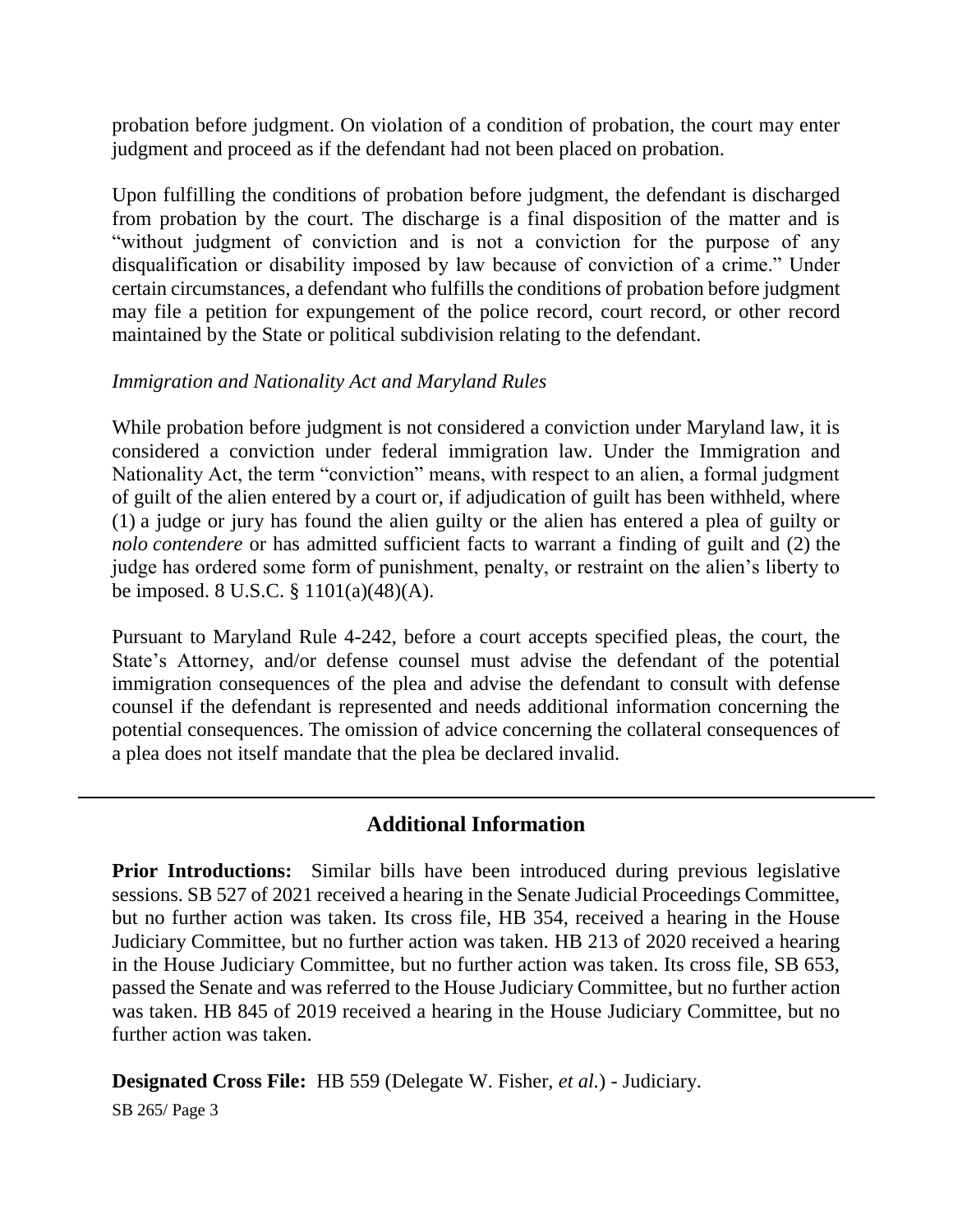probation before judgment. On violation of a condition of probation, the court may enter judgment and proceed as if the defendant had not been placed on probation.

Upon fulfilling the conditions of probation before judgment, the defendant is discharged from probation by the court. The discharge is a final disposition of the matter and is "without judgment of conviction and is not a conviction for the purpose of any disqualification or disability imposed by law because of conviction of a crime." Under certain circumstances, a defendant who fulfills the conditions of probation before judgment may file a petition for expungement of the police record, court record, or other record maintained by the State or political subdivision relating to the defendant.

*Immigration and Nationality Act and Maryland Rules*

While probation before judgment is not considered a conviction under Maryland law, it is considered a conviction under federal immigration law. Under the Immigration and Nationality Act, the term "conviction" means, with respect to an alien, a formal judgment of guilt of the alien entered by a court or, if adjudication of guilt has been withheld, where (1) a judge or jury has found the alien guilty or the alien has entered a plea of guilty or *nolo contendere* or has admitted sufficient facts to warrant a finding of guilt and (2) the judge has ordered some form of punishment, penalty, or restraint on the alien's liberty to be imposed. 8 U.S.C. § 1101(a)(48)(A).

Pursuant to Maryland Rule 4-242, before a court accepts specified pleas, the court, the State's Attorney, and/or defense counsel must advise the defendant of the potential immigration consequences of the plea and advise the defendant to consult with defense counsel if the defendant is represented and needs additional information concerning the potential consequences. The omission of advice concerning the collateral consequences of a plea does not itself mandate that the plea be declared invalid.

---

## Additional Information

**Prior Introductions:** Similar bills have been introduced during previous legislative sessions. SB 527 of 2021 received a hearing in the Senate Judicial Proceedings Committee, but no further action was taken. Its cross file, HB 354, received a hearing in the House Judiciary Committee, but no further action was taken. HB 213 of 2020 received a hearing in the House Judiciary Committee, but no further action was taken. Its cross file, SB 653, passed the Senate and was referred to the House Judiciary Committee, but no further action was taken. HB 845 of 2019 received a hearing in the House Judiciary Committee, but no further action was taken.

**Designated Cross File:** HB 559 (Delegate W. Fisher, *et al.*) - Judiciary.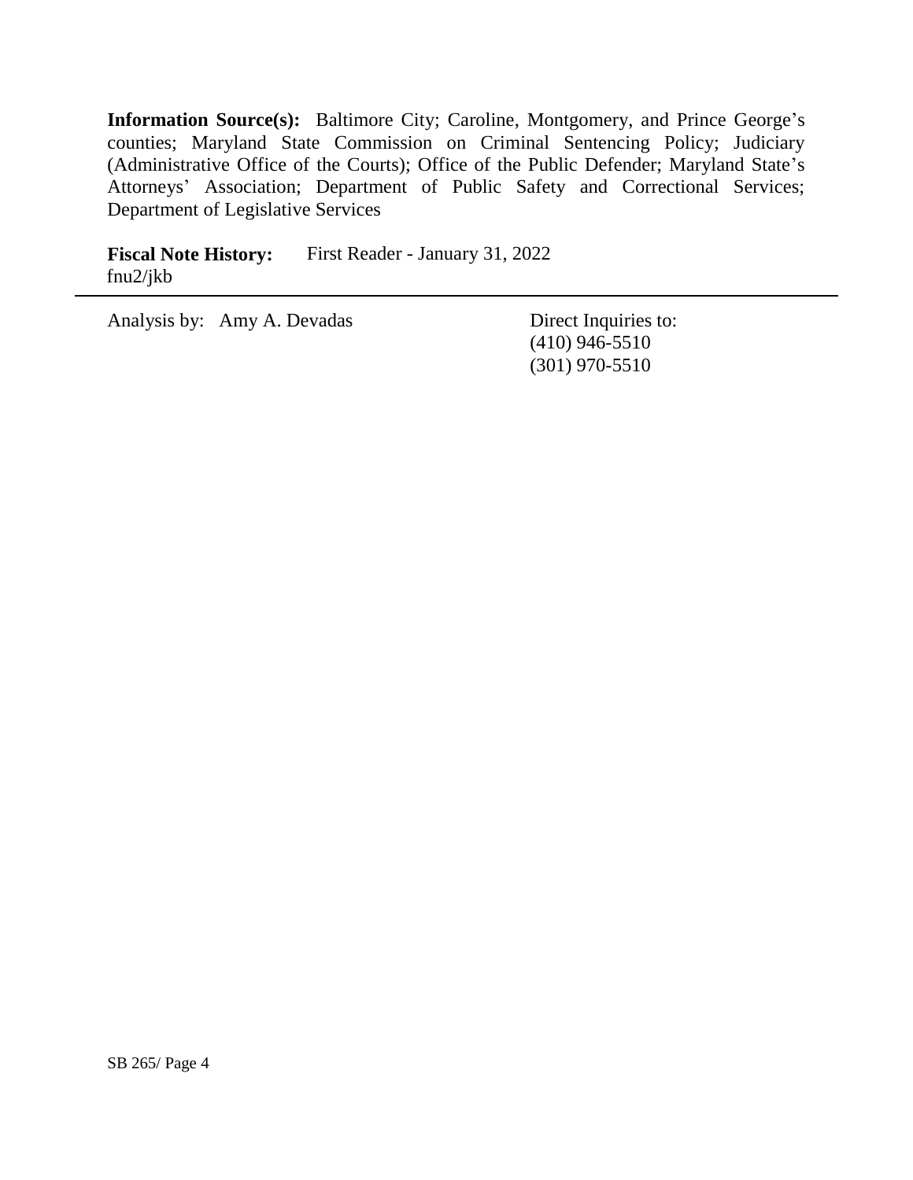**Information Source(s):** Baltimore City; Caroline, Montgomery, and Prince George's counties; Maryland State Commission on Criminal Sentencing Policy; Judiciary (Administrative Office of the Courts); Office of the Public Defender; Maryland State's Attorneys' Association; Department of Public Safety and Correctional Services; Department of Legislative Services

**Fiscal Note History:** First Reader - January 31, 2022
fnu2/jkb

---

Analysis by: Amy A. Devadas

Direct Inquiries to:
(410) 946-5510
(301) 970-5510